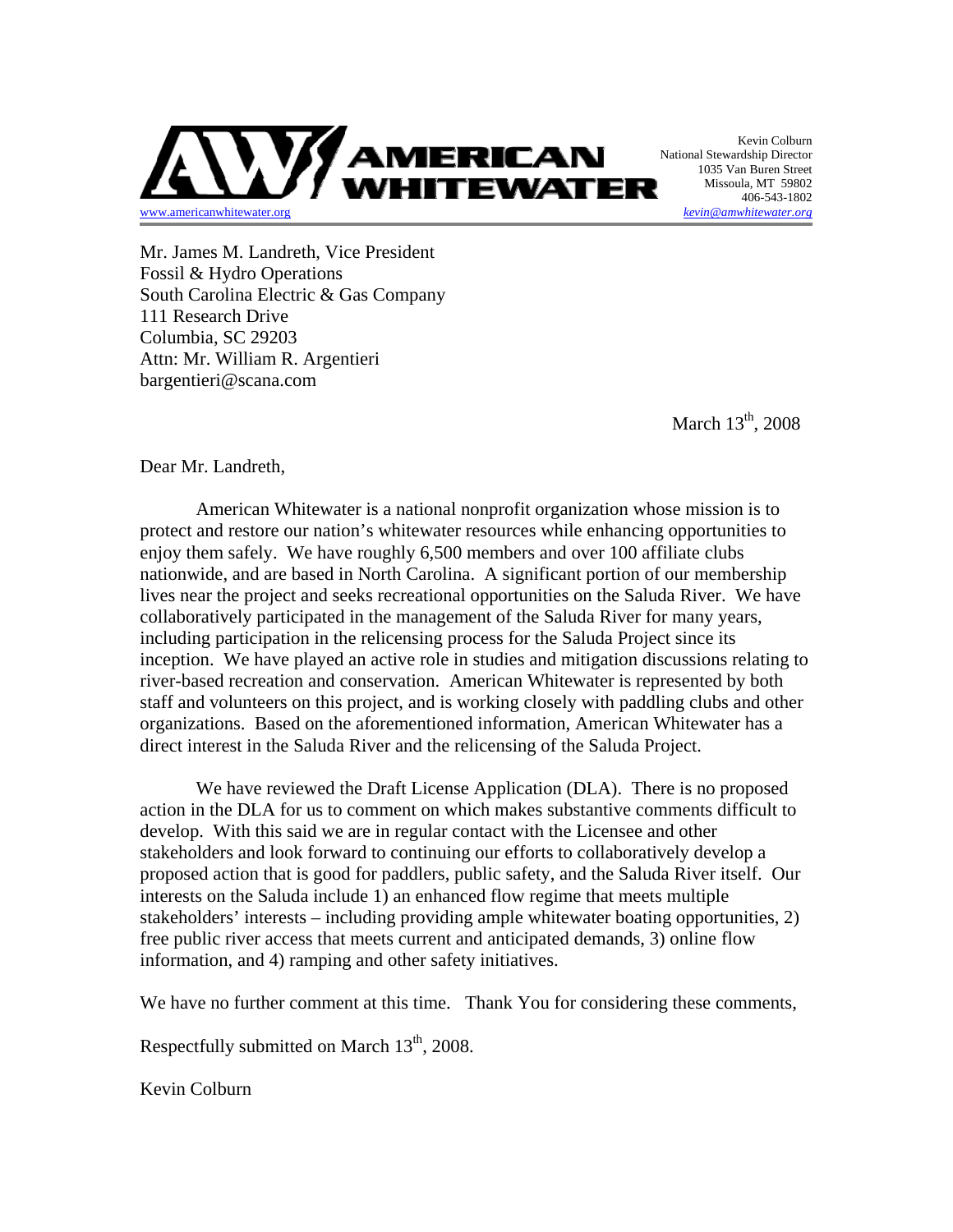**AMERICAN WHITEWATER**
www.americanwhitewater.org

Kevin Colburn
National Stewardship Director
1035 Van Buren Street
Missoula, MT 59802
406-543-1802
*kevin@amwhitewater.org*

Mr. James M. Landreth, Vice President
Fossil & Hydro Operations
South Carolina Electric & Gas Company
111 Research Drive
Columbia, SC 29203
Attn: Mr. William R. Argentieri
bargentieri@scana.com

March 13th, 2008

Dear Mr. Landreth,

American Whitewater is a national nonprofit organization whose mission is to protect and restore our nation's whitewater resources while enhancing opportunities to enjoy them safely. We have roughly 6,500 members and over 100 affiliate clubs nationwide, and are based in North Carolina. A significant portion of our membership lives near the project and seeks recreational opportunities on the Saluda River. We have collaboratively participated in the management of the Saluda River for many years, including participation in the relicensing process for the Saluda Project since its inception. We have played an active role in studies and mitigation discussions relating to river-based recreation and conservation. American Whitewater is represented by both staff and volunteers on this project, and is working closely with paddling clubs and other organizations. Based on the aforementioned information, American Whitewater has a direct interest in the Saluda River and the relicensing of the Saluda Project.

We have reviewed the Draft License Application (DLA). There is no proposed action in the DLA for us to comment on which makes substantive comments difficult to develop. With this said we are in regular contact with the Licensee and other stakeholders and look forward to continuing our efforts to collaboratively develop a proposed action that is good for paddlers, public safety, and the Saluda River itself. Our interests on the Saluda include 1) an enhanced flow regime that meets multiple stakeholders' interests – including providing ample whitewater boating opportunities, 2) free public river access that meets current and anticipated demands, 3) online flow information, and 4) ramping and other safety initiatives.

We have no further comment at this time. Thank You for considering these comments,

Respectfully submitted on March 13th, 2008.

Kevin Colburn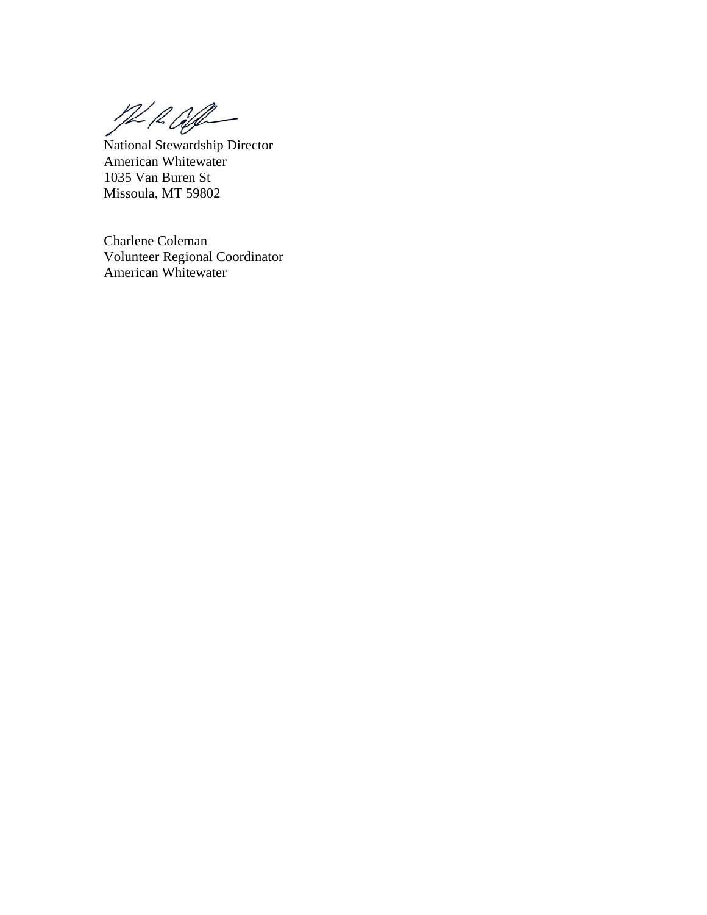National Stewardship Director
American Whitewater
1035 Van Buren St
Missoula, MT 59802

Charlene Coleman
Volunteer Regional Coordinator
American Whitewater